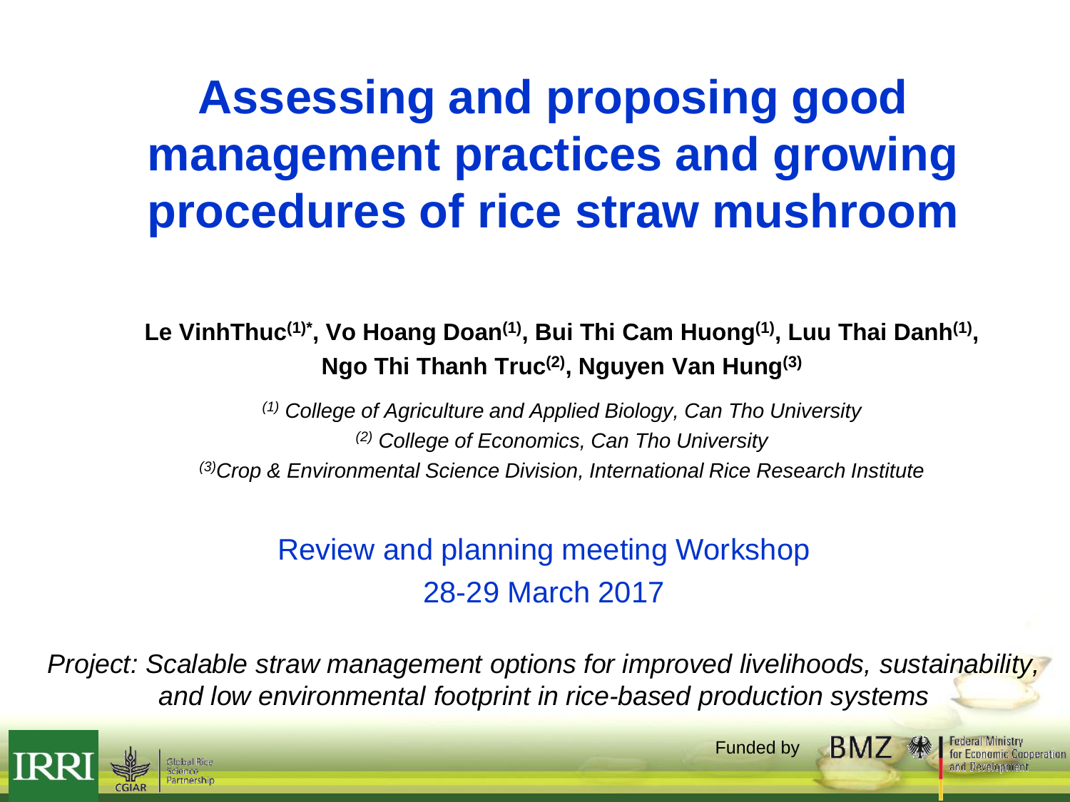# Assessing and proposing good management practices and growing procedures of rice straw mushroom

**Le VinhThuc[(1)*], Vo Hoang Doan[(1)], Bui Thi Cam Huong[(1)], Luu Thai Danh[(1)], Ngo Thi Thanh Truc[(2)], Nguyen Van Hung[(3)]**

*[(1)] College of Agriculture and Applied Biology, Can Tho University*
*[(2)] College of Economics, Can Tho University*
*[(3)] Crop & Environmental Science Division, International Rice Research Institute*

Review and planning meeting Workshop
28-29 March 2017

*Project: Scalable straw management options for improved livelihoods, sustainability, and low environmental footprint in rice-based production systems*

IRRI | CGIAR | Global Rice Science Partnership

Funded by BMZ Federal Ministry for Economic Cooperation and Development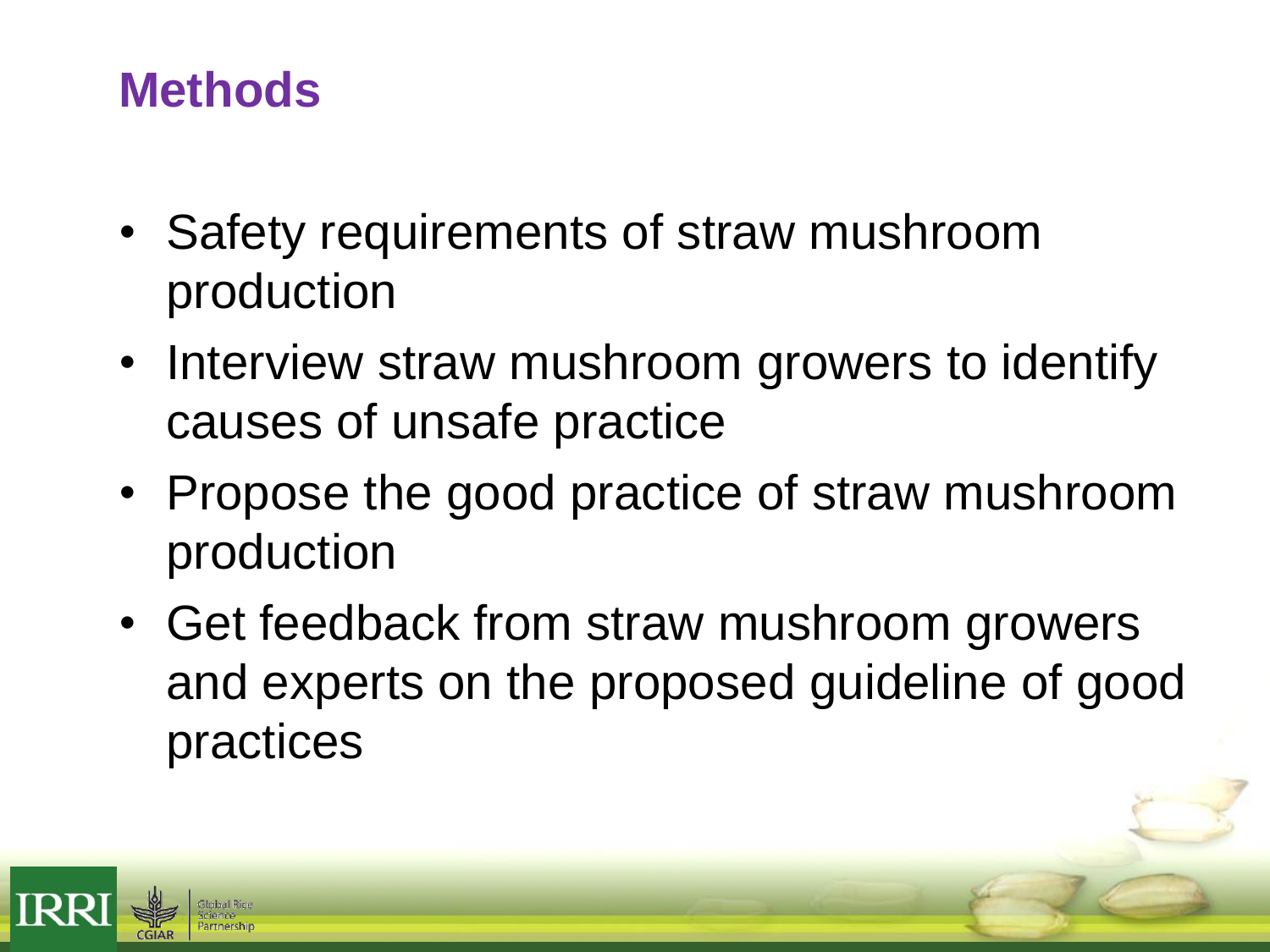## Methods

- Safety requirements of straw mushroom production
- Interview straw mushroom growers to identify causes of unsafe practice
- Propose the good practice of straw mushroom production
- Get feedback from straw mushroom growers and experts on the proposed guideline of good practices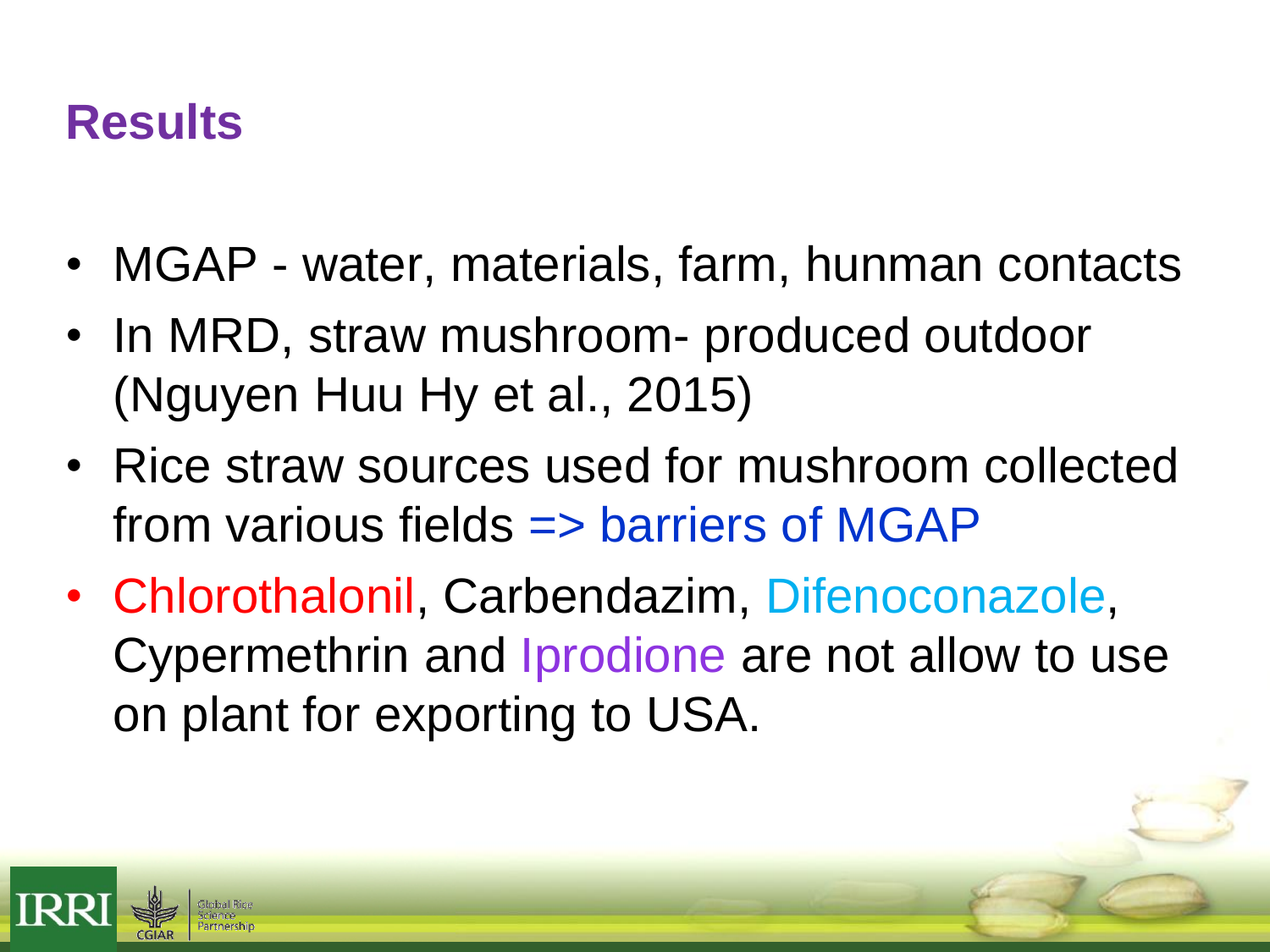# Results

- MGAP - water, materials, farm, hunman contacts
- In MRD, straw mushroom- produced outdoor (Nguyen Huu Hy et al., 2015)
- Rice straw sources used for mushroom collected from various fields => barriers of MGAP
- Chlorothalonil, Carbendazim, Difenoconazole, Cypermethrin and Iprodione are not allow to use on plant for exporting to USA.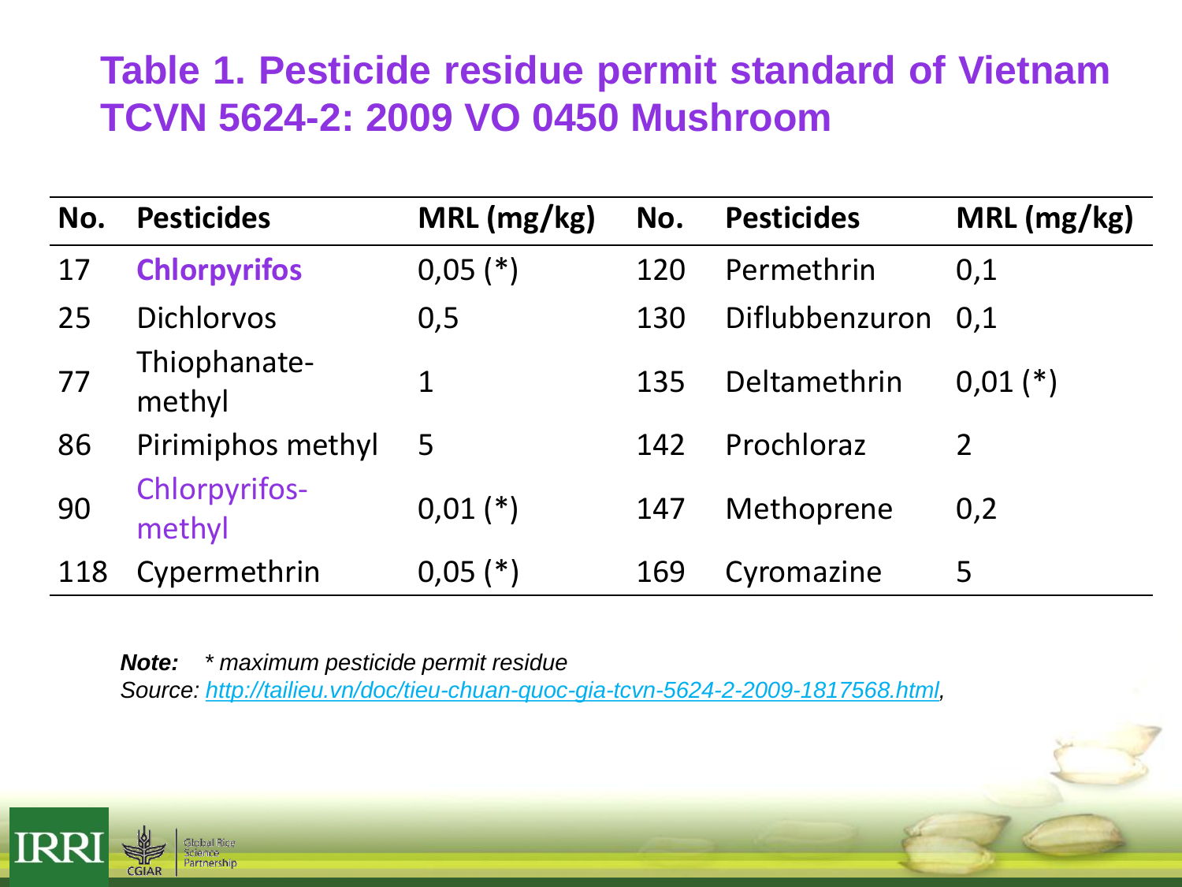# Table 1. Pesticide residue permit standard of Vietnam TCVN 5624-2: 2009 VO 0450 Mushroom

| No. | Pesticides | MRL (mg/kg) | No. | Pesticides | MRL (mg/kg) |
|---|---|---|---|---|---|
| 17 | **Chlorpyrifos** | 0,05 (*) | 120 | Permethrin | 0,1 |
| 25 | Dichlorvos | 0,5 | 130 | Diflubbenzuron | 0,1 |
| 77 | Thiophanate-methyl | 1 | 135 | Deltamethrin | 0,01 (*) |
| 86 | Pirimiphos methyl | 5 | 142 | Prochloraz | 2 |
| 90 | Chlorpyrifos-methyl | 0,01 (*) | 147 | Methoprene | 0,2 |
| 118 | Cypermethrin | 0,05 (*) | 169 | Cyromazine | 5 |

***Note:*** *\* maximum pesticide permit residue*

*Source: [http://tailieu.vn/doc/tieu-chuan-quoc-gia-tcvn-5624-2-2009-1817568.html](http://tailieu.vn/doc/tieu-chuan-quoc-gia-tcvn-5624-2-2009-1817568.html),*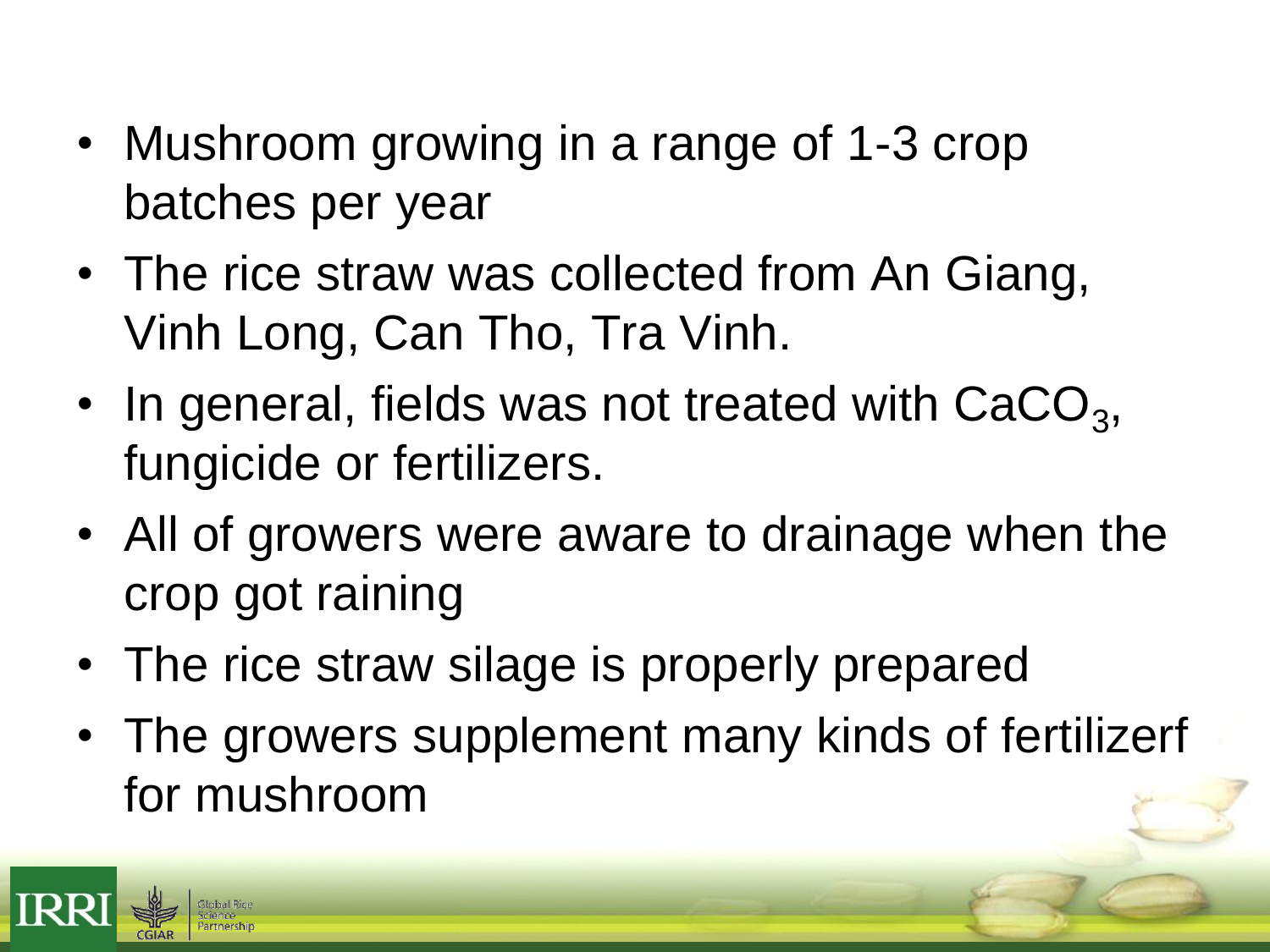- Mushroom growing in a range of 1-3 crop batches per year
- The rice straw was collected from An Giang, Vinh Long, Can Tho, Tra Vinh.
- In general, fields was not treated with $CaCO_3$, fungicide or fertilizers.
- All of growers were aware to drainage when the crop got raining
- The rice straw silage is properly prepared
- The growers supplement many kinds of fertilizerf for mushroom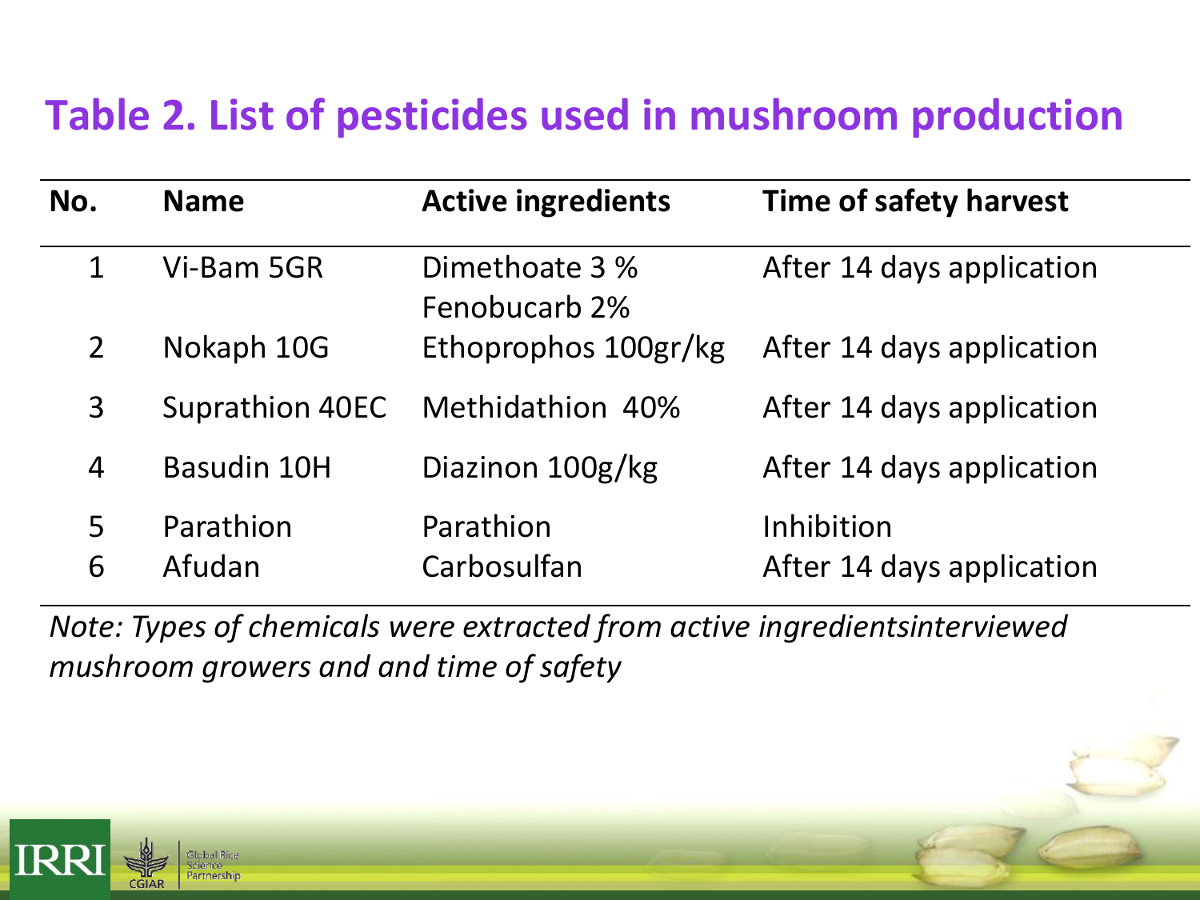## Table 2. List of pesticides used in mushroom production

| No. | Name | Active ingredients | Time of safety harvest |
|---|---|---|---|
| 1 | Vi-Bam 5GR | Dimethoate 3 % Fenobucarb 2% | After 14 days application |
| 2 | Nokaph 10G | Ethoprophos 100gr/kg | After 14 days application |
| 3 | Suprathion 40EC | Methidathion 40% | After 14 days application |
| 4 | Basudin 10H | Diazinon 100g/kg | After 14 days application |
| 5 | Parathion | Parathion | Inhibition |
| 6 | Afudan | Carbosulfan | After 14 days application |

*Note: Types of chemicals were extracted from active ingredientsinterviewed mushroom growers and and time of safety*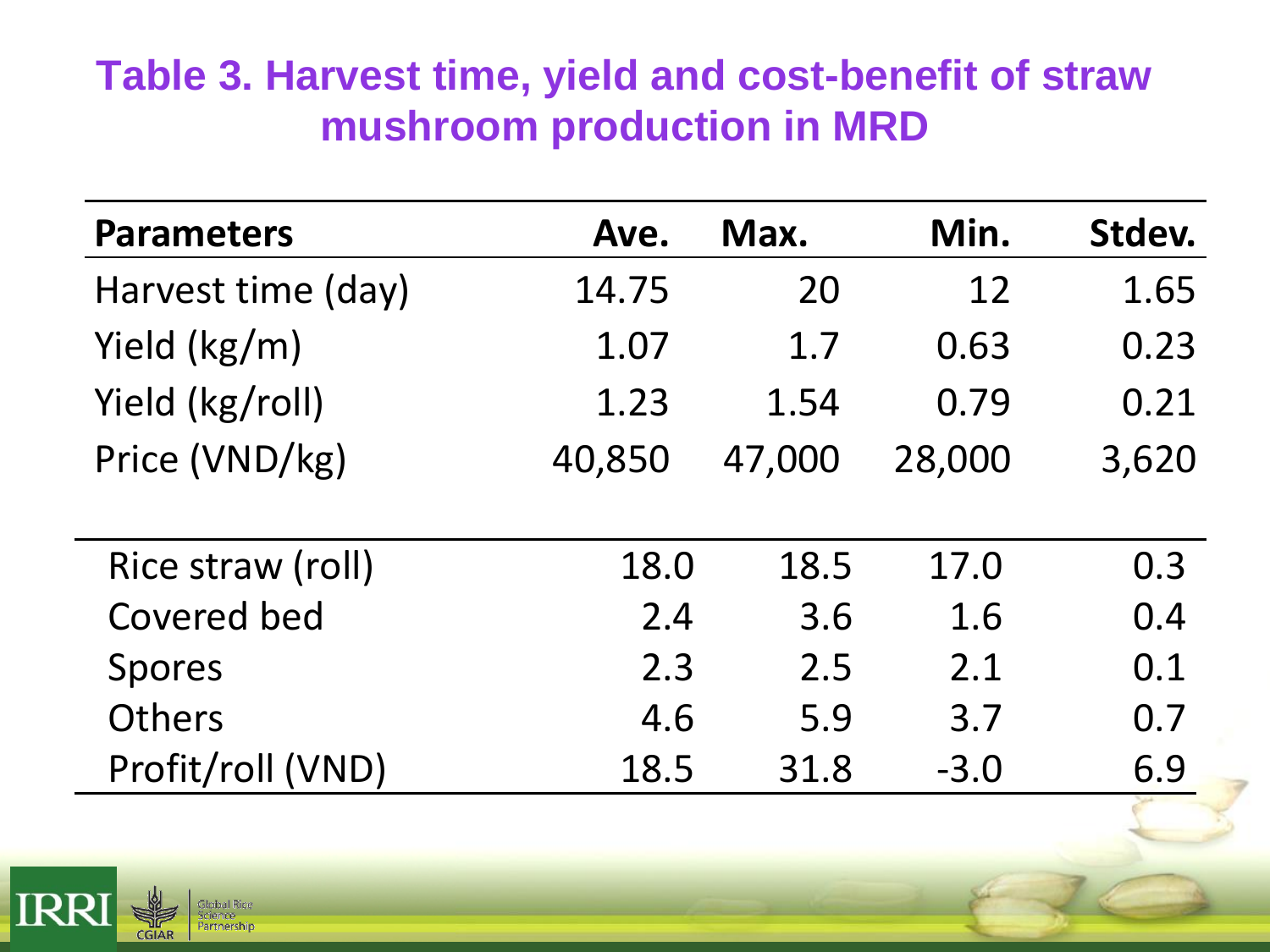# Table 3. Harvest time, yield and cost-benefit of straw mushroom production in MRD

| Parameters | Ave. | Max. | Min. | Stdev. |
|---|---|---|---|---|
| Harvest time (day) | 14.75 | 20 | 12 | 1.65 |
| Yield (kg/m) | 1.07 | 1.7 | 0.63 | 0.23 |
| Yield (kg/roll) | 1.23 | 1.54 | 0.79 | 0.21 |
| Price (VND/kg) | 40,850 | 47,000 | 28,000 | 3,620 |
| Rice straw (roll) | 18.0 | 18.5 | 17.0 | 0.3 |
| Covered bed | 2.4 | 3.6 | 1.6 | 0.4 |
| Spores | 2.3 | 2.5 | 2.1 | 0.1 |
| Others | 4.6 | 5.9 | 3.7 | 0.7 |
| Profit/roll (VND) | 18.5 | 31.8 | -3.0 | 6.9 |

IRRI CGIAR Global Rice Science Partnership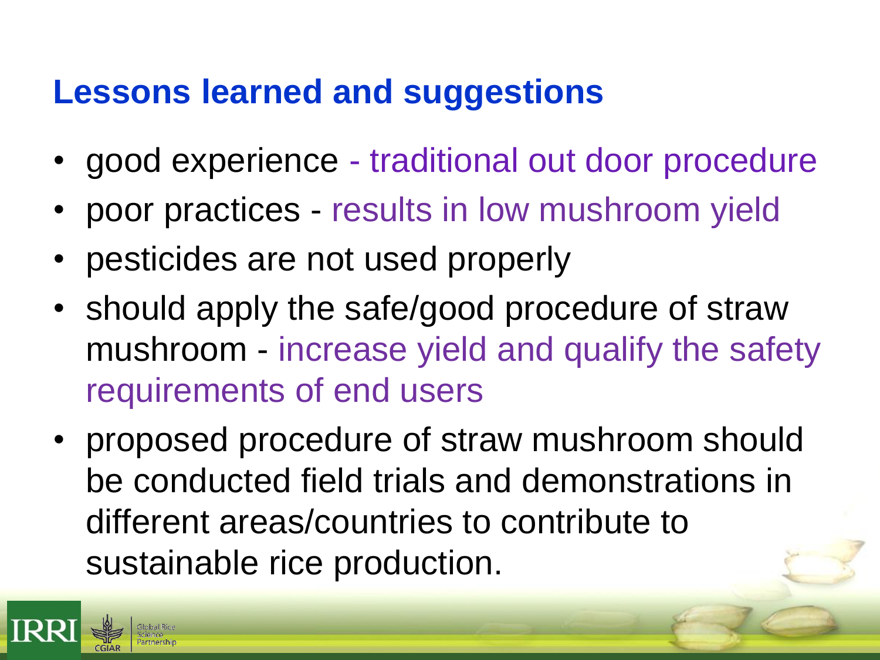## Lessons learned and suggestions

- good experience - traditional out door procedure
- poor practices - results in low mushroom yield
- pesticides are not used properly
- should apply the safe/good procedure of straw mushroom - increase yield and qualify the safety requirements of end users
- proposed procedure of straw mushroom should be conducted field trials and demonstrations in different areas/countries to contribute to sustainable rice production.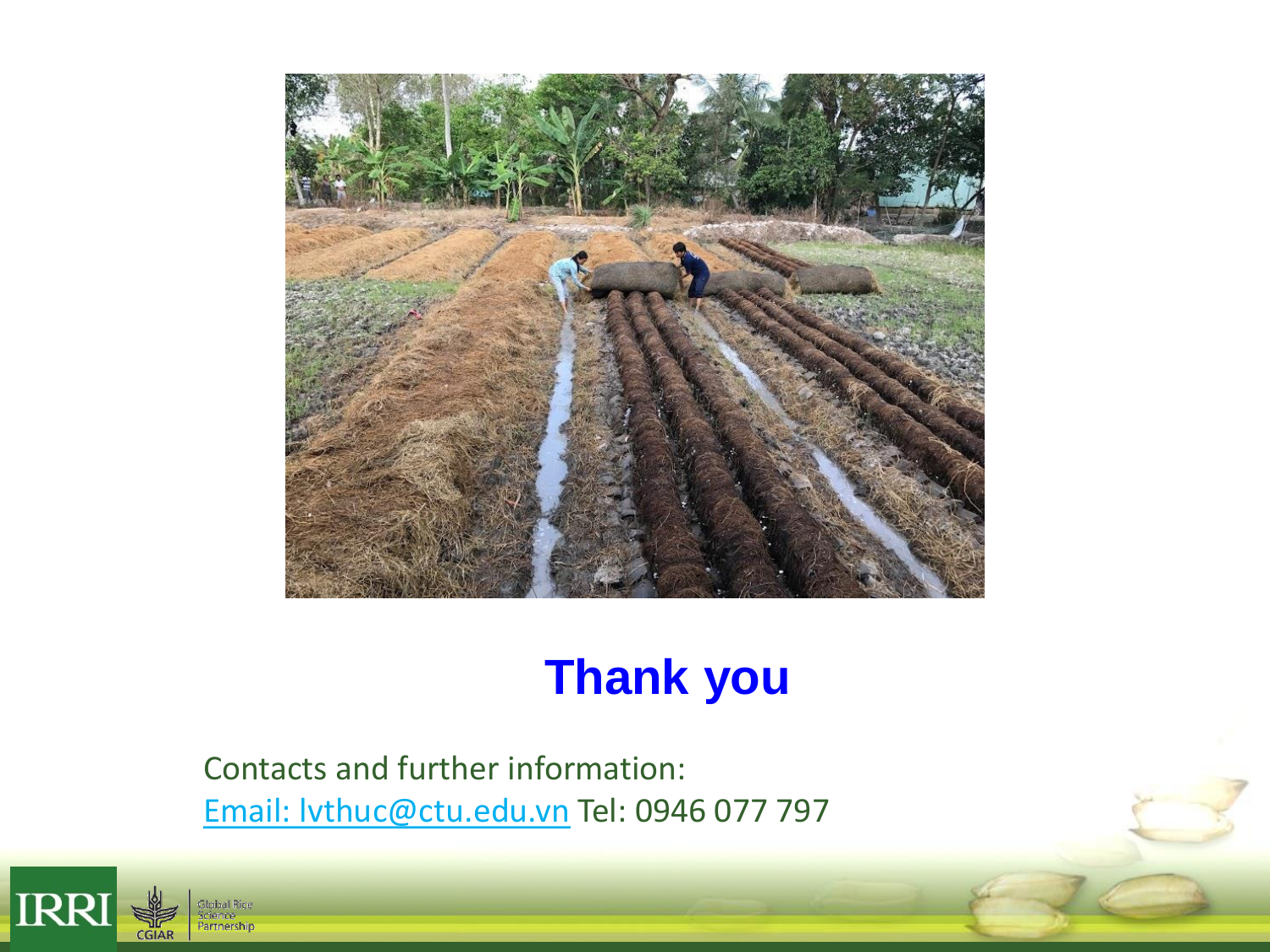## Thank you

Contacts and further information:
Email: lvthuc@ctu.edu.vn Tel: 0946 077 797